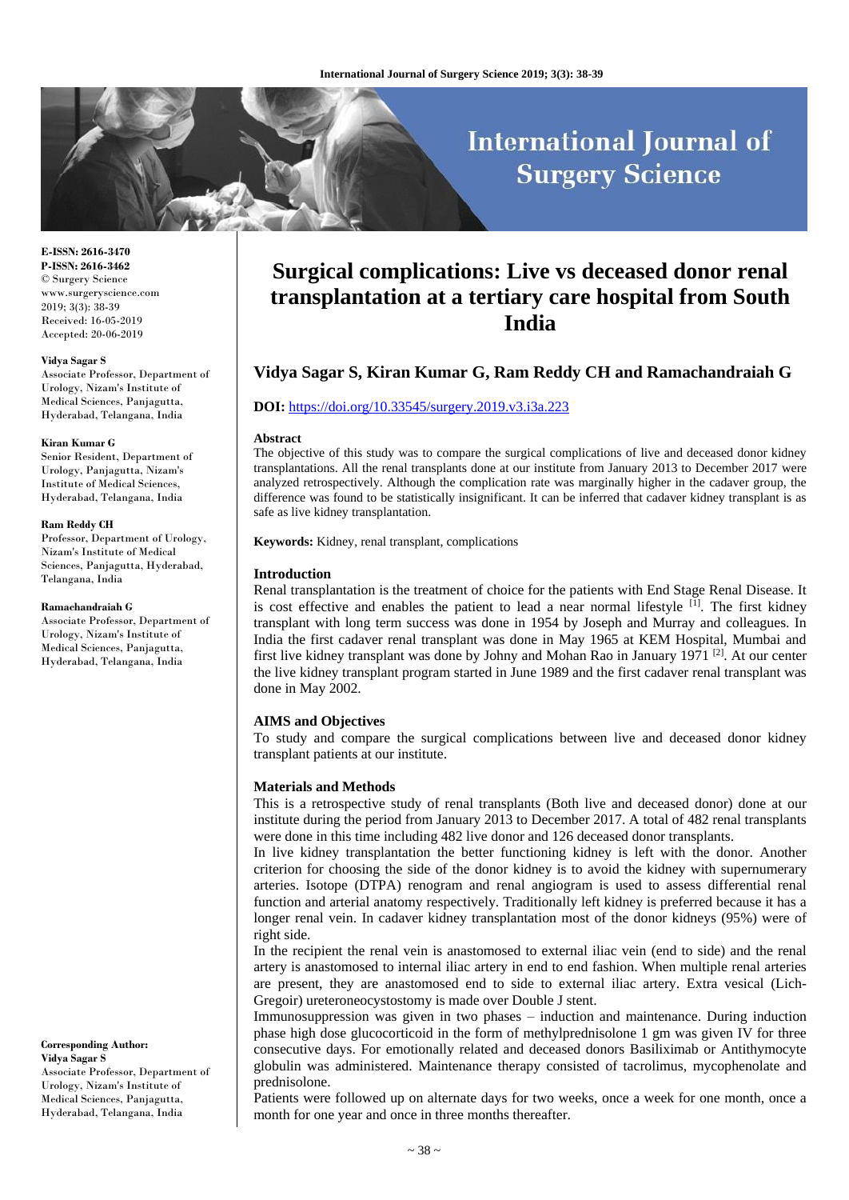# Surgical complications: Live vs deceased donor renal transplantation at a tertiary care hospital from South India

**E-ISSN: 2616-3470**
**P-ISSN: 2616-3462**
© Surgery Science
www.surgeryscience.com
2019; 3(3): 38-39
Received: 16-05-2019
Accepted: 20-06-2019

**Vidya Sagar S**
Associate Professor, Department of Urology, Nizam's Institute of Medical Sciences, Panjagutta, Hyderabad, Telangana, India

**Kiran Kumar G**
Senior Resident, Department of Urology, Panjagutta, Nizam's Institute of Medical Sciences, Hyderabad, Telangana, India

**Ram Reddy CH**
Professor, Department of Urology, Nizam's Institute of Medical Sciences, Panjagutta, Hyderabad, Telangana, India

**Ramachandraiah G**
Associate Professor, Department of Urology, Nizam's Institute of Medical Sciences, Panjagutta, Hyderabad, Telangana, India

**Corresponding Author:**
**Vidya Sagar S**
Associate Professor, Department of Urology, Nizam's Institute of Medical Sciences, Panjagutta, Hyderabad, Telangana, India

## Vidya Sagar S, Kiran Kumar G, Ram Reddy CH and Ramachandraiah G

**DOI:** https://doi.org/10.33545/surgery.2019.v3.i3a.223

### Abstract

The objective of this study was to compare the surgical complications of live and deceased donor kidney transplantations. All the renal transplants done at our institute from January 2013 to December 2017 were analyzed retrospectively. Although the complication rate was marginally higher in the cadaver group, the difference was found to be statistically insignificant. It can be inferred that cadaver kidney transplant is as safe as live kidney transplantation.

**Keywords:** Kidney, renal transplant, complications

### Introduction

Renal transplantation is the treatment of choice for the patients with End Stage Renal Disease. It is cost effective and enables the patient to lead a near normal lifestyle [1]. The first kidney transplant with long term success was done in 1954 by Joseph and Murray and colleagues. In India the first cadaver renal transplant was done in May 1965 at KEM Hospital, Mumbai and first live kidney transplant was done by Johny and Mohan Rao in January 1971 [2]. At our center the live kidney transplant program started in June 1989 and the first cadaver renal transplant was done in May 2002.

### AIMS and Objectives

To study and compare the surgical complications between live and deceased donor kidney transplant patients at our institute.

### Materials and Methods

This is a retrospective study of renal transplants (Both live and deceased donor) done at our institute during the period from January 2013 to December 2017. A total of 482 renal transplants were done in this time including 482 live donor and 126 deceased donor transplants.

In live kidney transplantation the better functioning kidney is left with the donor. Another criterion for choosing the side of the donor kidney is to avoid the kidney with supernumerary arteries. Isotope (DTPA) renogram and renal angiogram is used to assess differential renal function and arterial anatomy respectively. Traditionally left kidney is preferred because it has a longer renal vein. In cadaver kidney transplantation most of the donor kidneys (95%) were of right side.

In the recipient the renal vein is anastomosed to external iliac vein (end to side) and the renal artery is anastomosed to internal iliac artery in end to end fashion. When multiple renal arteries are present, they are anastomosed end to side to external iliac artery. Extra vesical (Lich-Gregoir) ureteroneocystostomy is made over Double J stent.

Immunosuppression was given in two phases – induction and maintenance. During induction phase high dose glucocorticoid in the form of methylprednisolone 1 gm was given IV for three consecutive days. For emotionally related and deceased donors Basiliximab or Antithymocyte globulin was administered. Maintenance therapy consisted of tacrolimus, mycophenolate and prednisolone.

Patients were followed up on alternate days for two weeks, once a week for one month, once a month for one year and once in three months thereafter.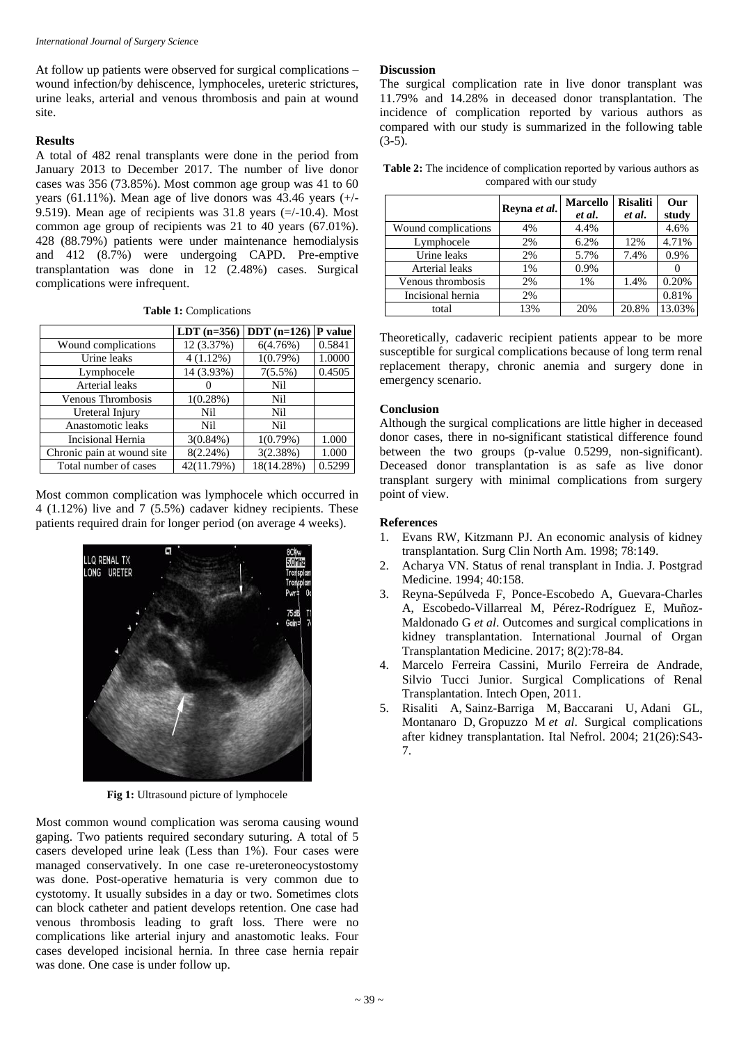At follow up patients were observed for surgical complications – wound infection/by dehiscence, lymphoceles, ureteric strictures, urine leaks, arterial and venous thrombosis and pain at wound site.

### Results

A total of 482 renal transplants were done in the period from January 2013 to December 2017. The number of live donor cases was 356 (73.85%). Most common age group was 41 to 60 years (61.11%). Mean age of live donors was 43.46 years (+/- 9.519). Mean age of recipients was 31.8 years (=/-10.4). Most common age group of recipients was 21 to 40 years (67.01%). 428 (88.79%) patients were under maintenance hemodialysis and 412 (8.7%) were undergoing CAPD. Pre-emptive transplantation was done in 12 (2.48%) cases. Surgical complications were infrequent.

**Table 1:** Complications

| | LDT (n=356) | DDT (n=126) | P value |
|---|---|---|---|
| Wound complications | 12 (3.37%) | 6(4.76%) | 0.5841 |
| Urine leaks | 4 (1.12%) | 1(0.79%) | 1.0000 |
| Lymphocele | 14 (3.93%) | 7(5.5%) | 0.4505 |
| Arterial leaks | 0 | Nil | |
| Venous Thrombosis | 1(0.28%) | Nil | |
| Ureteral Injury | Nil | Nil | |
| Anastomotic leaks | Nil | Nil | |
| Incisional Hernia | 3(0.84%) | 1(0.79%) | 1.000 |
| Chronic pain at wound site | 8(2.24%) | 3(2.38%) | 1.000 |
| Total number of cases | 42(11.79%) | 18(14.28%) | 0.5299 |

Most common complication was lymphocele which occurred in 4 (1.12%) live and 7 (5.5%) cadaver kidney recipients. These patients required drain for longer period (on average 4 weeks).

**Fig 1:** Ultrasound picture of lymphocele

Most common wound complication was seroma causing wound gaping. Two patients required secondary suturing. A total of 5 casers developed urine leak (Less than 1%). Four cases were managed conservatively. In one case re-ureteroneocystostomy was done. Post-operative hematuria is very common due to cystotomy. It usually subsides in a day or two. Sometimes clots can block catheter and patient develops retention. One case had venous thrombosis leading to graft loss. There were no complications like arterial injury and anastomotic leaks. Four cases developed incisional hernia. In three case hernia repair was done. One case is under follow up.

### Discussion

The surgical complication rate in live donor transplant was 11.79% and 14.28% in deceased donor transplantation. The incidence of complication reported by various authors as compared with our study is summarized in the following table (3-5).

**Table 2:** The incidence of complication reported by various authors as compared with our study

| | Reyna *et al.* | Marcello *et al.* | Risaliti *et al.* | Our study |
|---|---|---|---|---|
| Wound complications | 4% | 4.4% | | 4.6% |
| Lymphocele | 2% | 6.2% | 12% | 4.71% |
| Urine leaks | 2% | 5.7% | 7.4% | 0.9% |
| Arterial leaks | 1% | 0.9% | | 0 |
| Venous thrombosis | 2% | 1% | 1.4% | 0.20% |
| Incisional hernia | 2% | | | 0.81% |
| total | 13% | 20% | 20.8% | 13.03% |

Theoretically, cadaveric recipient patients appear to be more susceptible for surgical complications because of long term renal replacement therapy, chronic anemia and surgery done in emergency scenario.

### Conclusion

Although the surgical complications are little higher in deceased donor cases, there in no-significant statistical difference found between the two groups (p-value 0.5299, non-significant). Deceased donor transplantation is as safe as live donor transplant surgery with minimal complications from surgery point of view.

### References

1. Evans RW, Kitzmann PJ. An economic analysis of kidney transplantation. Surg Clin North Am. 1998; 78:149.
2. Acharya VN. Status of renal transplant in India. J. Postgrad Medicine. 1994; 40:158.
3. Reyna-Sepúlveda F, Ponce-Escobedo A, Guevara-Charles A, Escobedo-Villarreal M, Pérez-Rodríguez E, Muñoz-Maldonado G *et al*. Outcomes and surgical complications in kidney transplantation. International Journal of Organ Transplantation Medicine. 2017; 8(2):78-84.
4. Marcelo Ferreira Cassini, Murilo Ferreira de Andrade, Silvio Tucci Junior. Surgical Complications of Renal Transplantation. Intech Open, 2011.
5. Risaliti A, Sainz-Barriga M, Baccarani U, Adani GL, Montanaro D, Gropuzzo M *et al*. Surgical complications after kidney transplantation. Ital Nefrol. 2004; 21(26):S43-7.